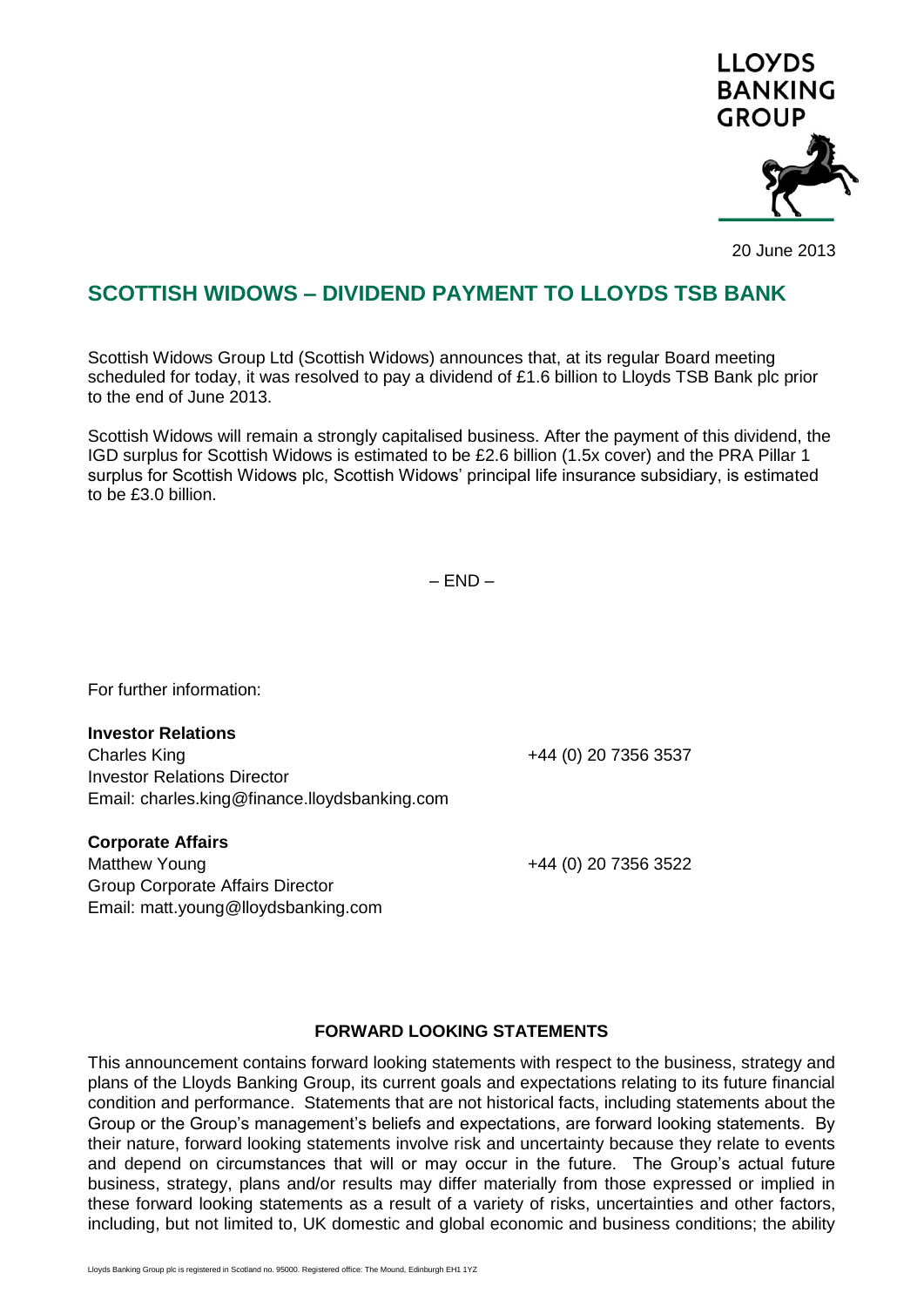LLOYDS BANKING GROUP

20 June 2013

# SCOTTISH WIDOWS – DIVIDEND PAYMENT TO LLOYDS TSB BANK

Scottish Widows Group Ltd (Scottish Widows) announces that, at its regular Board meeting scheduled for today, it was resolved to pay a dividend of £1.6 billion to Lloyds TSB Bank plc prior to the end of June 2013.

Scottish Widows will remain a strongly capitalised business. After the payment of this dividend, the IGD surplus for Scottish Widows is estimated to be £2.6 billion (1.5x cover) and the PRA Pillar 1 surplus for Scottish Widows plc, Scottish Widows' principal life insurance subsidiary, is estimated to be £3.0 billion.

– END –

For further information:

**Investor Relations**
Charles King +44 (0) 20 7356 3537
Investor Relations Director
Email: charles.king@finance.lloydsbanking.com

**Corporate Affairs**
Matthew Young +44 (0) 20 7356 3522
Group Corporate Affairs Director
Email: matt.young@lloydsbanking.com

### FORWARD LOOKING STATEMENTS

This announcement contains forward looking statements with respect to the business, strategy and plans of the Lloyds Banking Group, its current goals and expectations relating to its future financial condition and performance. Statements that are not historical facts, including statements about the Group or the Group's management's beliefs and expectations, are forward looking statements. By their nature, forward looking statements involve risk and uncertainty because they relate to events and depend on circumstances that will or may occur in the future. The Group's actual future business, strategy, plans and/or results may differ materially from those expressed or implied in these forward looking statements as a result of a variety of risks, uncertainties and other factors, including, but not limited to, UK domestic and global economic and business conditions; the ability

Lloyds Banking Group plc is registered in Scotland no. 95000. Registered office: The Mound, Edinburgh EH1 1YZ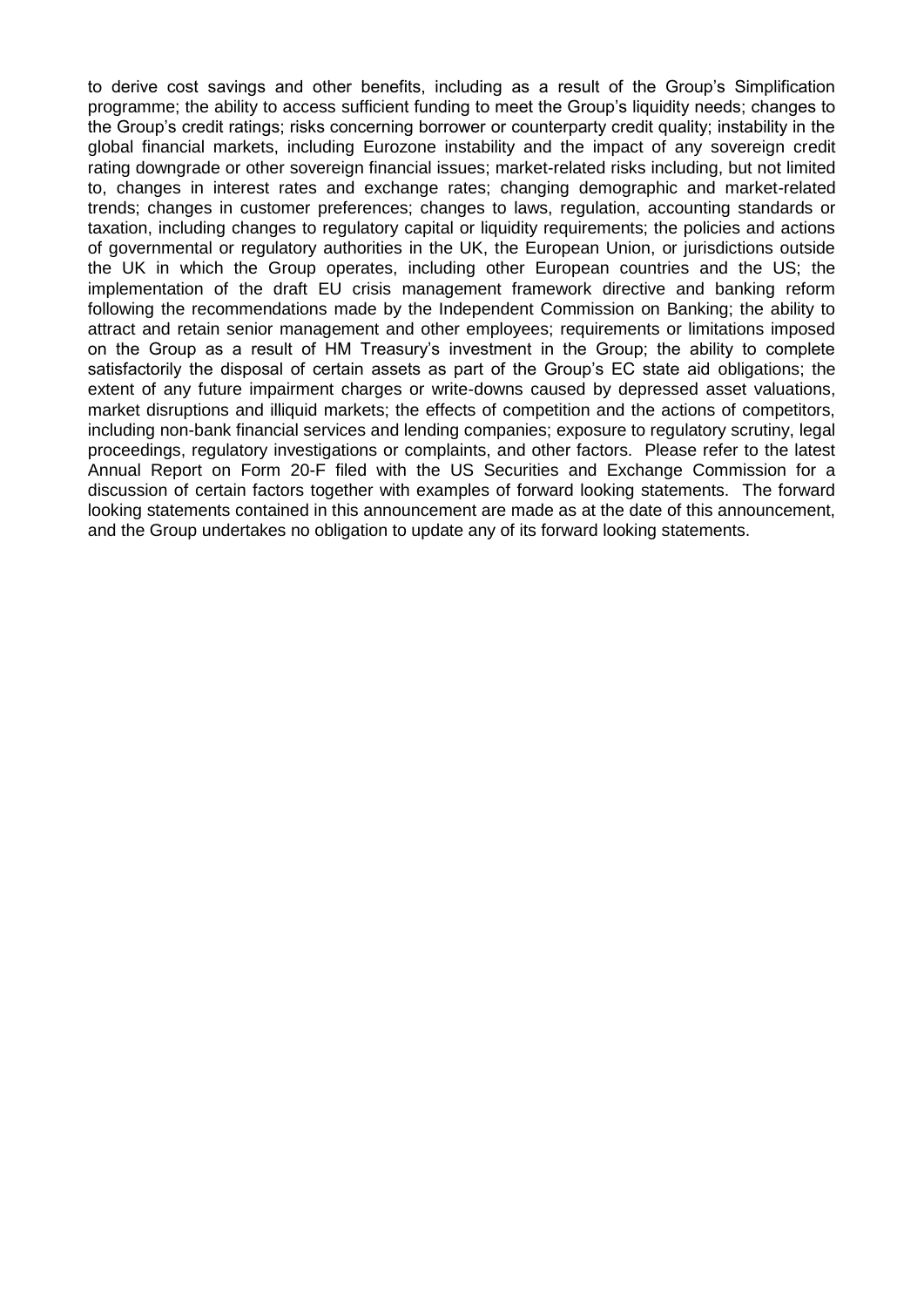to derive cost savings and other benefits, including as a result of the Group's Simplification programme; the ability to access sufficient funding to meet the Group's liquidity needs; changes to the Group's credit ratings; risks concerning borrower or counterparty credit quality; instability in the global financial markets, including Eurozone instability and the impact of any sovereign credit rating downgrade or other sovereign financial issues; market-related risks including, but not limited to, changes in interest rates and exchange rates; changing demographic and market-related trends; changes in customer preferences; changes to laws, regulation, accounting standards or taxation, including changes to regulatory capital or liquidity requirements; the policies and actions of governmental or regulatory authorities in the UK, the European Union, or jurisdictions outside the UK in which the Group operates, including other European countries and the US; the implementation of the draft EU crisis management framework directive and banking reform following the recommendations made by the Independent Commission on Banking; the ability to attract and retain senior management and other employees; requirements or limitations imposed on the Group as a result of HM Treasury's investment in the Group; the ability to complete satisfactorily the disposal of certain assets as part of the Group's EC state aid obligations; the extent of any future impairment charges or write-downs caused by depressed asset valuations, market disruptions and illiquid markets; the effects of competition and the actions of competitors, including non-bank financial services and lending companies; exposure to regulatory scrutiny, legal proceedings, regulatory investigations or complaints, and other factors. Please refer to the latest Annual Report on Form 20-F filed with the US Securities and Exchange Commission for a discussion of certain factors together with examples of forward looking statements. The forward looking statements contained in this announcement are made as at the date of this announcement, and the Group undertakes no obligation to update any of its forward looking statements.